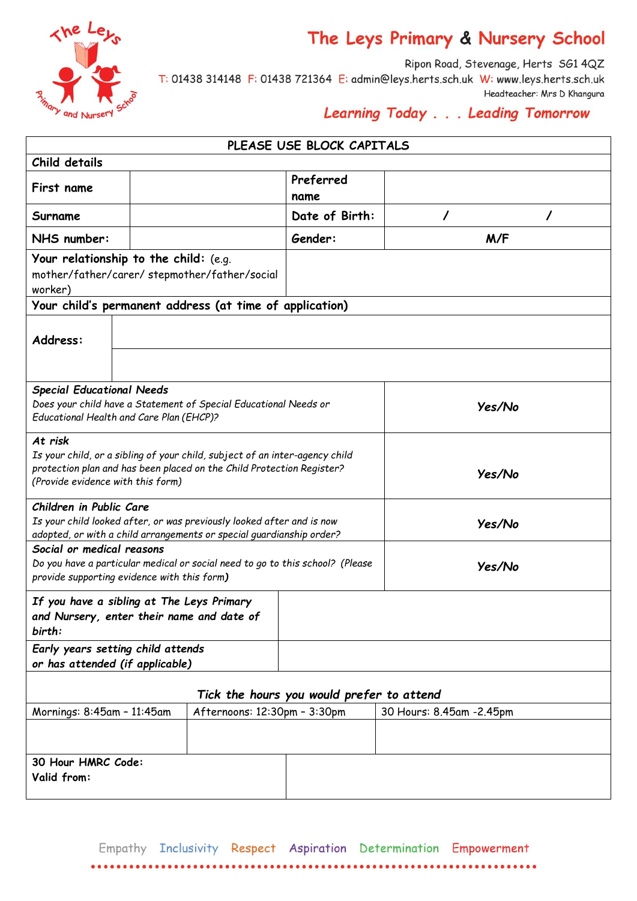# The Leys Primary & Nursery School

Ripon Road, Stevenage, Herts SG1 4QZ

T: 01438 314148 F: 01438 721364 E: admin@leys.herts.sch.uk W: www.leys.herts.sch.uk

Headteacher: Mrs D Khangura

*Learning Today . . . Leading Tomorrow*

**PLEASE USE BLOCK CAPITALS**

**Child details**

| | | | |
|---|---|---|---|
| **First name** | | **Preferred name** | |
| **Surname** | | **Date of Birth:** | / / |
| **NHS number:** | | **Gender:** | M/F |

| | |
|---|---|
| **Your relationship to the child:** (e.g. mother/father/carer/ stepmother/father/social worker) | |

**Your child's permanent address (at time of application)**

| | |
|---|---|
| **Address:** | |
| | |

| | |
|---|---|
| ***Special Educational Needs*** <br> *Does your child have a Statement of Special Educational Needs or Educational Health and Care Plan (EHCP)?* | ***Yes/No*** |
| ***At risk*** <br> *Is your child, or a sibling of your child, subject of an inter-agency child protection plan and has been placed on the Child Protection Register? (Provide evidence with this form)* | ***Yes/No*** |
| ***Children in Public Care*** <br> *Is your child looked after, or was previously looked after and is now adopted, or with a child arrangements or special guardianship order?* | ***Yes/No*** |
| ***Social or medical reasons*** <br> *Do you have a particular medical or social need to go to this school? (Please provide supporting evidence with this form)* | ***Yes/No*** |

| | |
|---|---|
| ***If you have a sibling at The Leys Primary and Nursery, enter their name and date of birth:*** | |
| ***Early years setting child attends or has attended (if applicable)*** | |

*Tick the hours you would prefer to attend*

| Mornings: 8:45am – 11:45am | Afternoons: 12:30pm – 3:30pm | 30 Hours: 8.45am -2.45pm |
|---|---|---|
| | | |

| | |
|---|---|
| **30 Hour HMRC Code:** <br> **Valid from:** | |

Empathy Inclusivity Respect Aspiration Determination Empowerment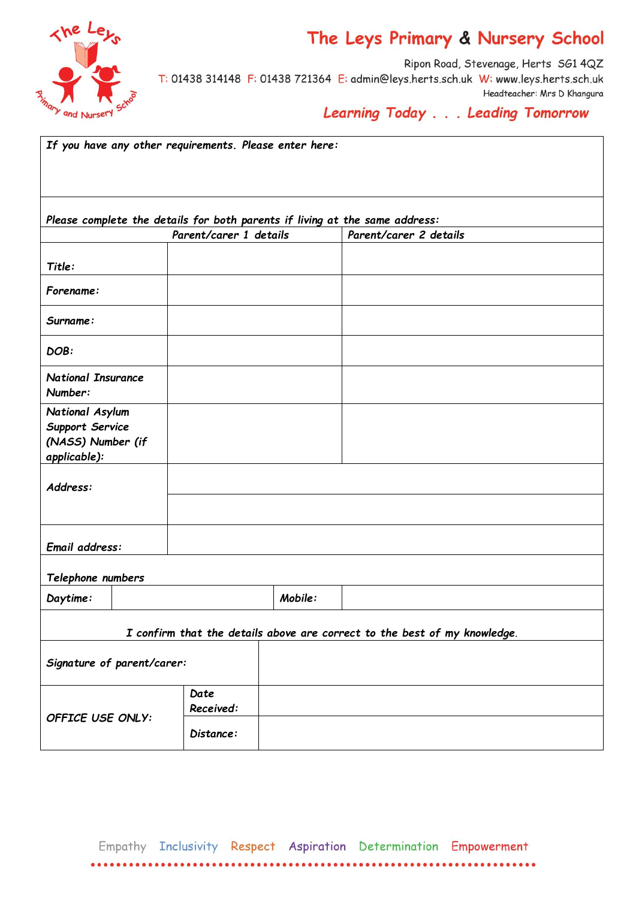# The Leys Primary & Nursery School

Ripon Road, Stevenage, Herts SG1 4QZ

T: 01438 314148 F: 01438 721364 E: admin@leys.herts.sch.uk W: www.leys.herts.sch.uk

Headteacher: Mrs D Khangura

*Learning Today . . . Leading Tomorrow*

***If you have any other requirements. Please enter here:***

***Please complete the details for both parents if living at the same address:***

| | Parent/carer 1 details | Parent/carer 2 details |
|---|---|---|
| *Title:* | | |
| *Forename:* | | |
| *Surname:* | | |
| *DOB:* | | |
| *National Insurance Number:* | | |
| *National Asylum Support Service (NASS) Number (if applicable):* | | |
| *Address:* | | |
| *Email address:* | | |

*Telephone numbers*

| | | | |
|---|---|---|---|
| *Daytime:* | | *Mobile:* | |

*I confirm that the details above are correct to the best of my knowledge.*

| | |
|---|---|
| *Signature of parent/carer:* | |

| | | |
|---|---|---|
| *OFFICE USE ONLY:* | *Date Received:* | |
| | *Distance:* | |

Empathy Inclusivity Respect Aspiration Determination Empowerment